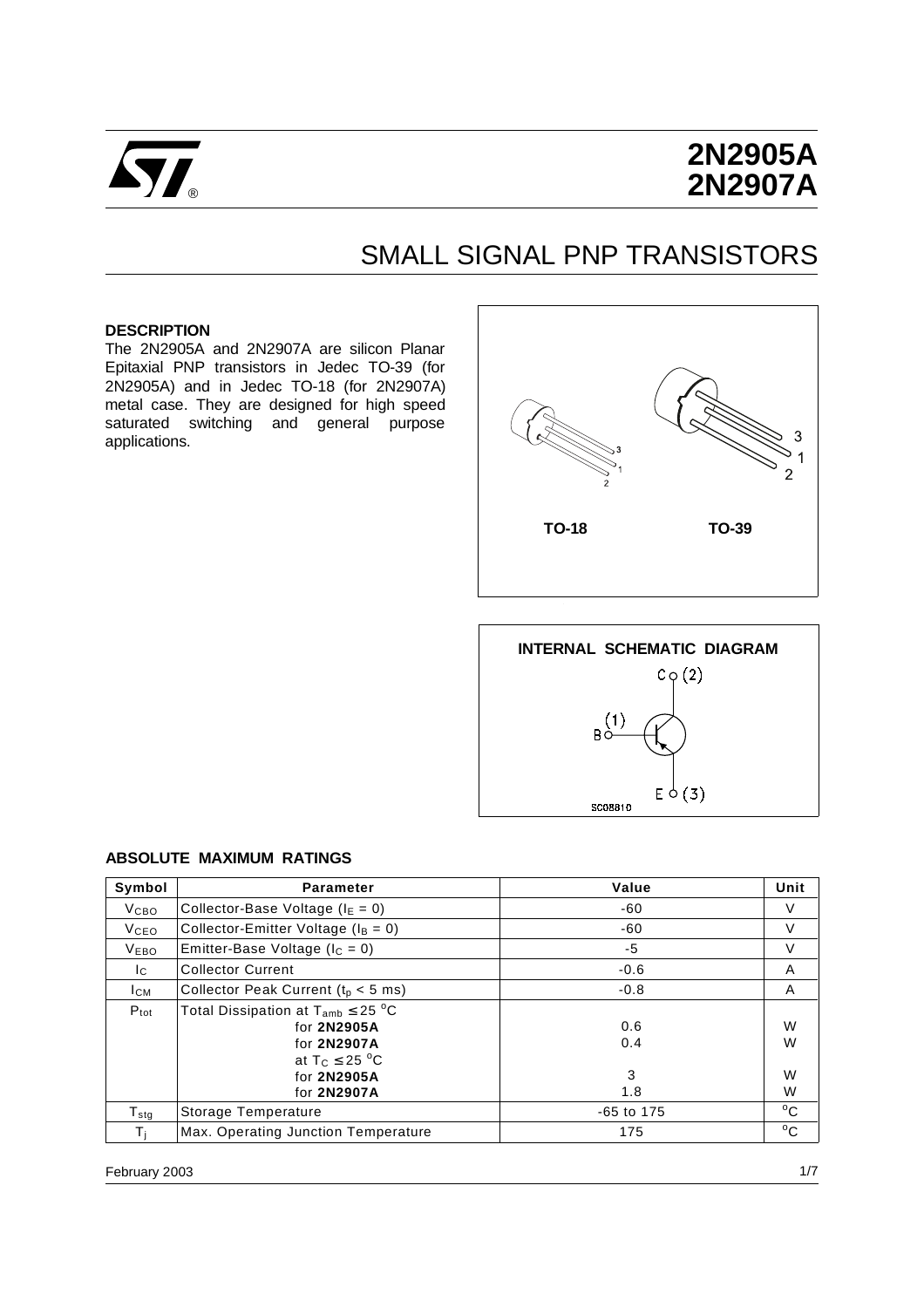# 2N2905A
# 2N2907A

## SMALL SIGNAL PNP TRANSISTORS

### DESCRIPTION

The 2N2905A and 2N2907A are silicon Planar Epitaxial PNP transistors in Jedec TO-39 (for 2N2905A) and in Jedec TO-18 (for 2N2907A) metal case. They are designed for high speed saturated switching and general purpose applications.

TO-18 TO-39

**INTERNAL SCHEMATIC DIAGRAM**

C (2)
B (1)
E (3)

### ABSOLUTE MAXIMUM RATINGS

| Symbol | Parameter | Value | Unit |
|---|---|---|---|
| $V_{CBO}$ | Collector-Base Voltage ($I_E = 0$) | -60 | V |
| $V_{CEO}$ | Collector-Emitter Voltage ($I_B = 0$) | -60 | V |
| $V_{EBO}$ | Emitter-Base Voltage ($I_C = 0$) | -5 | V |
| $I_C$ | Collector Current | -0.6 | A |
| $I_{CM}$ | Collector Peak Current ($t_p < 5$ ms) | -0.8 | A |
| $P_{tot}$ | Total Dissipation at $T_{amb} \leq 25\ ^oC$ | | |
| | for **2N2905A** | 0.6 | W |
| | for **2N2907A** | 0.4 | W |
| | at $T_C \leq 25\ ^oC$ | | |
| | for **2N2905A** | 3 | W |
| | for **2N2907A** | 1.8 | W |
| $T_{stg}$ | Storage Temperature | -65 to 175 | $^oC$ |
| $T_j$ | Max. Operating Junction Temperature | 175 | $^oC$ |

February 2003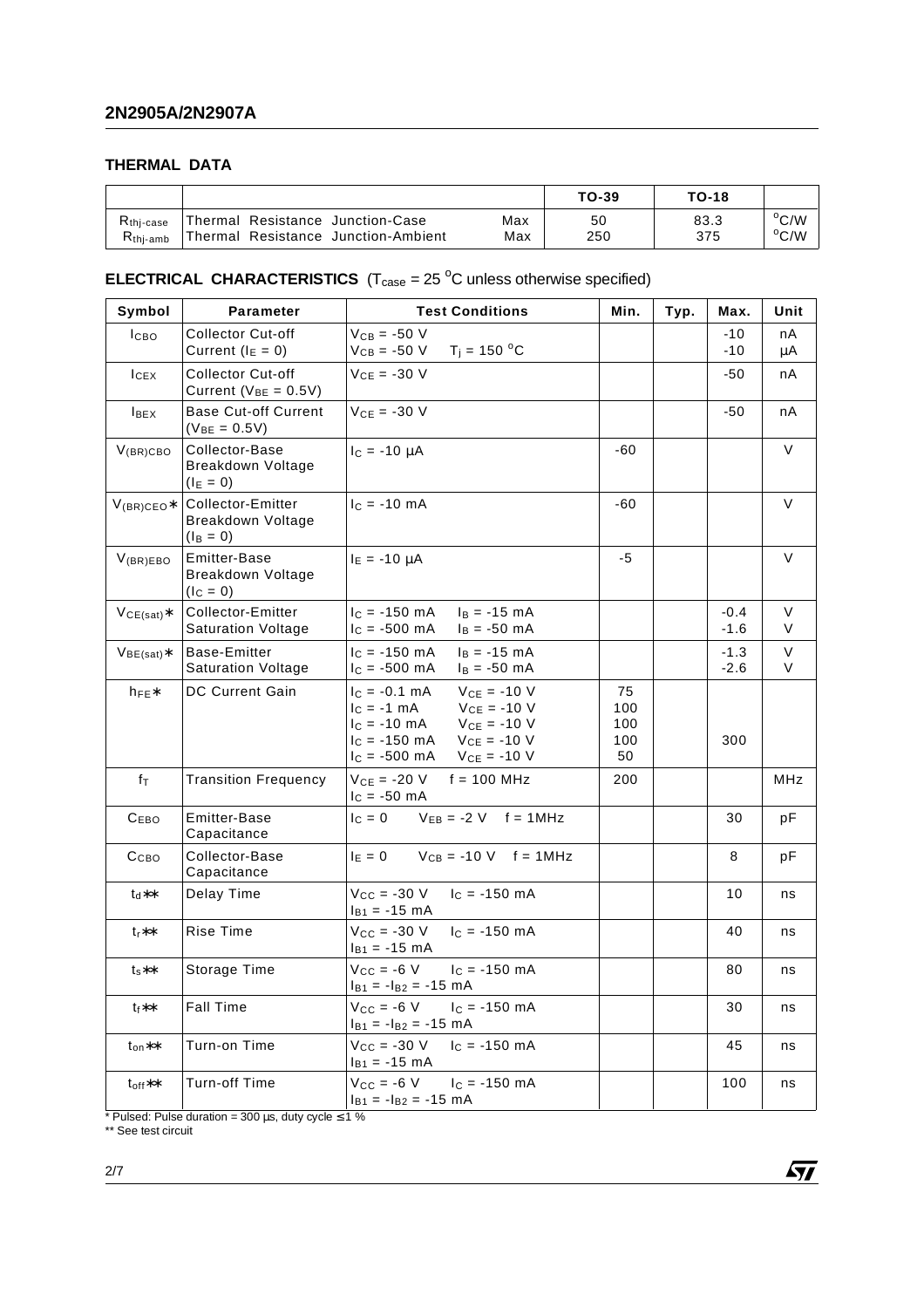## THERMAL DATA

| | | | TO-39 | TO-18 | |
|---|---|---|---|---|---|
| $R_{thj-case}$ | Thermal Resistance Junction-Case | Max | 50 | 83.3 | $^oC/W$ |
| $R_{thj-amb}$ | Thermal Resistance Junction-Ambient | Max | 250 | 375 | $^oC/W$ |

## ELECTRICAL CHARACTERISTICS ($T_{case}$ = 25 $^oC$ unless otherwise specified)

| Symbol | Parameter | Test Conditions | Min. | Typ. | Max. | Unit |
|---|---|---|---|---|---|---|
| $I_{CBO}$ | Collector Cut-off Current ($I_E$ = 0) | $V_{CB}$ = -50 V<br>$V_{CB}$ = -50 V $T_j$ = 150 $^oC$ | | | -10<br>-10 | nA<br>μA |
| $I_{CEX}$ | Collector Cut-off Current ($V_{BE}$ = 0.5V) | $V_{CE}$ = -30 V | | | -50 | nA |
| $I_{BEX}$ | Base Cut-off Current ($V_{BE}$ = 0.5V) | $V_{CE}$ = -30 V | | | -50 | nA |
| $V_{(BR)CBO}$ | Collector-Base Breakdown Voltage ($I_E$ = 0) | $I_C$ = -10 μA | -60 | | | V |
| $V_{(BR)CEO}$* | Collector-Emitter Breakdown Voltage ($I_B$ = 0) | $I_C$ = -10 mA | -60 | | | V |
| $V_{(BR)EBO}$ | Emitter-Base Breakdown Voltage ($I_C$ = 0) | $I_E$ = -10 μA | -5 | | | V |
| $V_{CE(sat)}$* | Collector-Emitter Saturation Voltage | $I_C$ = -150 mA $I_B$ = -15 mA<br>$I_C$ = -500 mA $I_B$ = -50 mA | | | -0.4<br>-1.6 | V<br>V |
| $V_{BE(sat)}$* | Base-Emitter Saturation Voltage | $I_C$ = -150 mA $I_B$ = -15 mA<br>$I_C$ = -500 mA $I_B$ = -50 mA | | | -1.3<br>-2.6 | V<br>V |
| $h_{FE}$* | DC Current Gain | $I_C$ = -0.1 mA $V_{CE}$ = -10 V<br>$I_C$ = -1 mA $V_{CE}$ = -10 V<br>$I_C$ = -10 mA $V_{CE}$ = -10 V<br>$I_C$ = -150 mA $V_{CE}$ = -10 V<br>$I_C$ = -500 mA $V_{CE}$ = -10 V | 75<br>100<br>100<br>100<br>50 | | <br><br><br>300<br> | |
| $f_T$ | Transition Frequency | $V_{CE}$ = -20 V f = 100 MHz<br>$I_C$ = -50 mA | 200 | | | MHz |
| $C_{EBO}$ | Emitter-Base Capacitance | $I_C$ = 0 $V_{EB}$ = -2 V f = 1MHz | | | 30 | pF |
| $C_{CBO}$ | Collector-Base Capacitance | $I_E$ = 0 $V_{CB}$ = -10 V f = 1MHz | | | 8 | pF |
| $t_d$** | Delay Time | $V_{CC}$ = -30 V $I_C$ = -150 mA<br>$I_{B1}$ = -15 mA | | | 10 | ns |
| $t_r$** | Rise Time | $V_{CC}$ = -30 V $I_C$ = -150 mA<br>$I_{B1}$ = -15 mA | | | 40 | ns |
| $t_s$** | Storage Time | $V_{CC}$ = -6 V $I_C$ = -150 mA<br>$I_{B1}$ = -$I_{B2}$ = -15 mA | | | 80 | ns |
| $t_f$** | Fall Time | $V_{CC}$ = -6 V $I_C$ = -150 mA<br>$I_{B1}$ = -$I_{B2}$ = -15 mA | | | 30 | ns |
| $t_{on}$** | Turn-on Time | $V_{CC}$ = -30 V $I_C$ = -150 mA<br>$I_{B1}$ = -15 mA | | | 45 | ns |
| $t_{off}$** | Turn-off Time | $V_{CC}$ = -6 V $I_C$ = -150 mA<br>$I_{B1}$ = -$I_{B2}$ = -15 mA | | | 100 | ns |

* Pulsed: Pulse duration = 300 μs, duty cycle ≤ 1 %
** See test circuit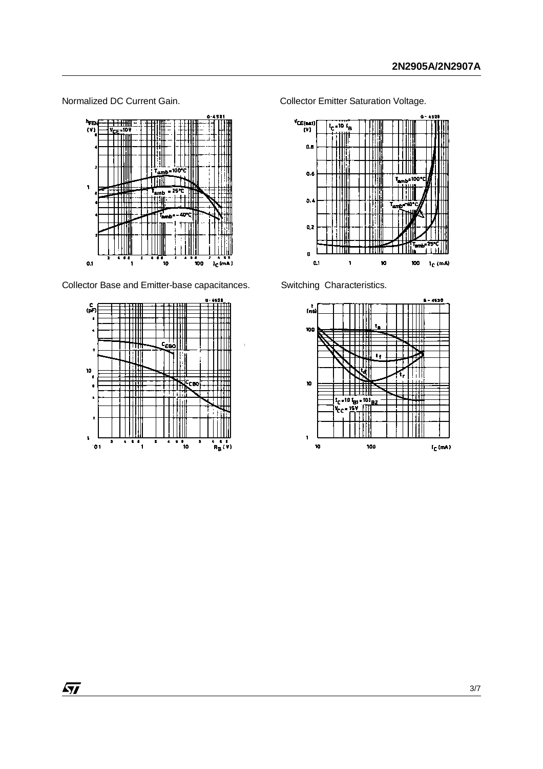Normalized DC Current Gain.

Collector Emitter Saturation Voltage.

Collector Base and Emitter-base capacitances.

Switching Characteristics.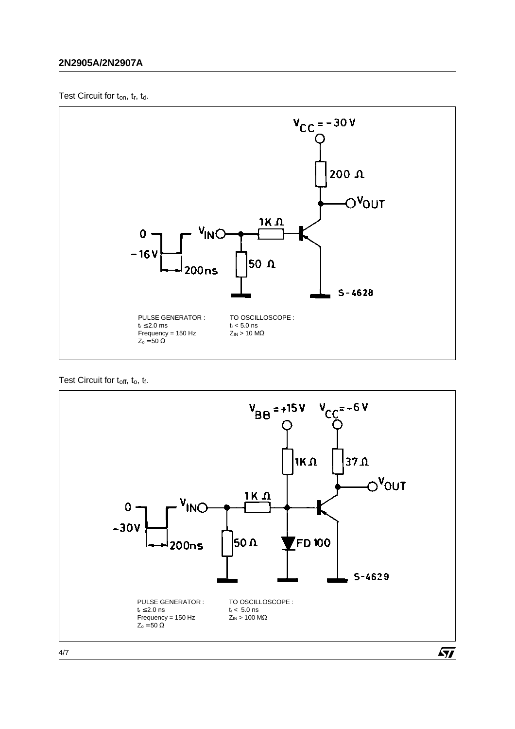Test Circuit for $t_{on}$, $t_r$, $t_d$.

PULSE GENERATOR :
$t_r \leq 2.0$ ms
Frequency = 150 Hz
$Z_o = 50\ \Omega$

TO OSCILLOSCOPE :
$t_r < 5.0$ ns
$Z_{IN} > 10\ M\Omega$

Test Circuit for $t_{off}$, $t_o$, $t_f$.

PULSE GENERATOR :
$t_r \leq 2.0$ ns
Frequency = 150 Hz
$Z_o = 50\ \Omega$

TO OSCILLOSCOPE :
$t_r < 5.0$ ns
$Z_{IN} > 100\ M\Omega$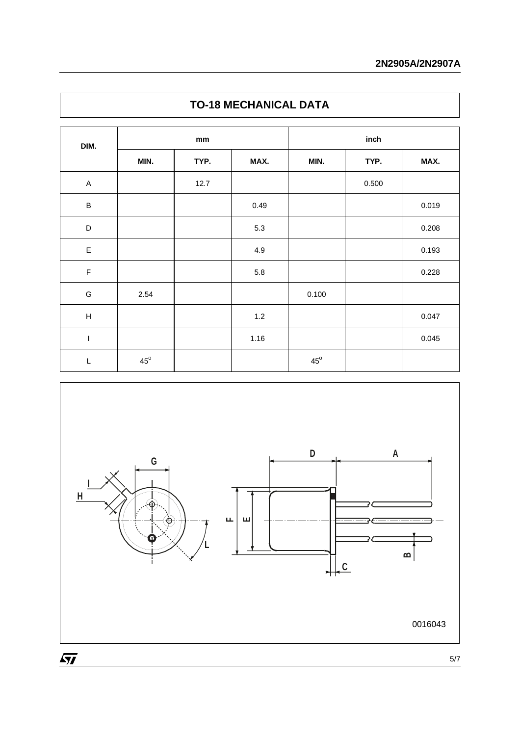## TO-18 MECHANICAL DATA

| DIM. | mm | | | inch | | |
|---|---|---|---|---|---|---|
| | MIN. | TYP. | MAX. | MIN. | TYP. | MAX. |
| A | | 12.7 | | | 0.500 | |
| B | | | 0.49 | | | 0.019 |
| D | | | 5.3 | | | 0.208 |
| E | | | 4.9 | | | 0.193 |
| F | | | 5.8 | | | 0.228 |
| G | 2.54 | | | 0.100 | | |
| H | | | 1.2 | | | 0.047 |
| I | | | 1.16 | | | 0.045 |
| L | $45^{o}$ | | | $45^{o}$ | | |

0016043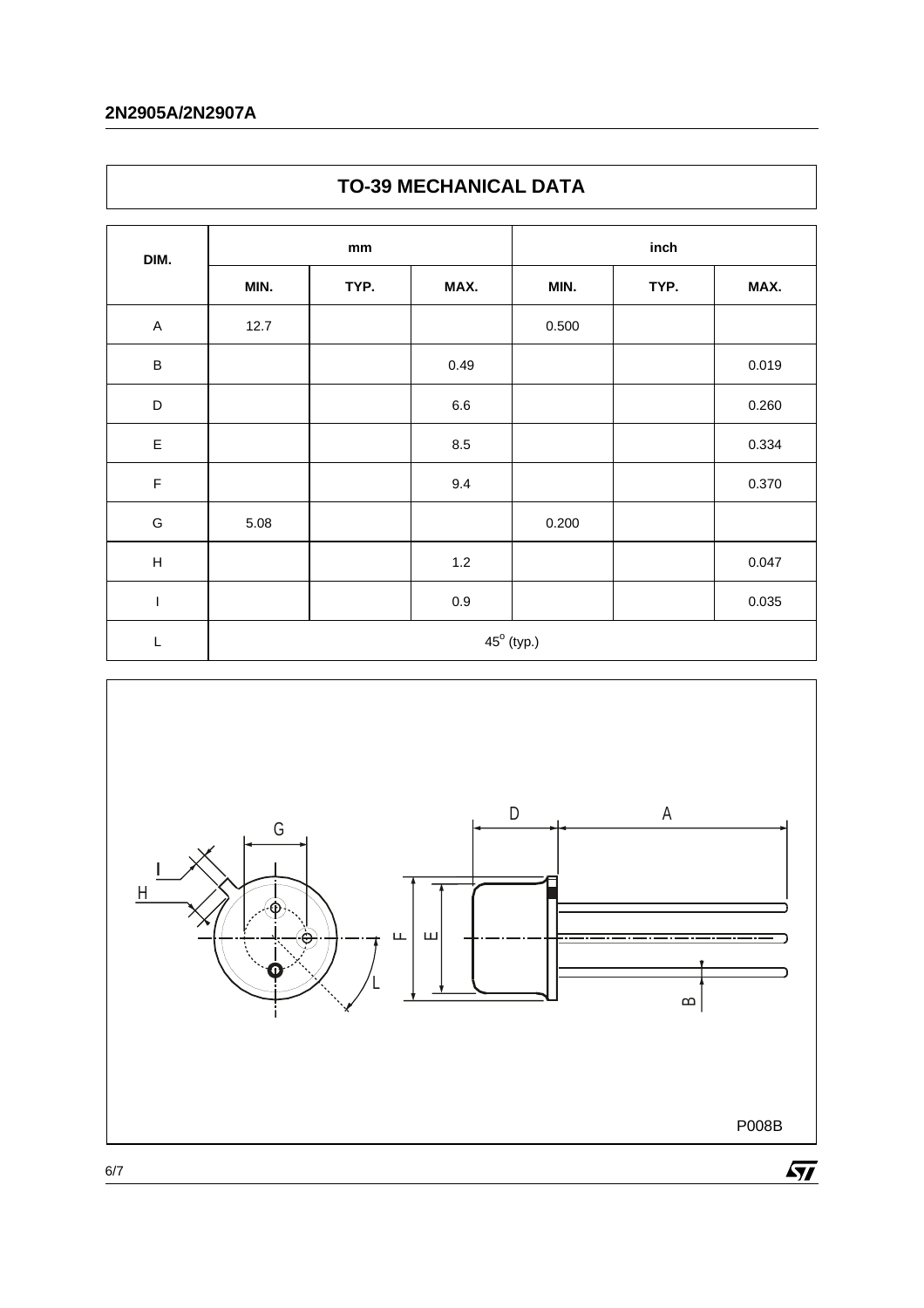## TO-39 MECHANICAL DATA

| DIM. | mm | | | inch | | |
|---|---|---|---|---|---|---|
| | MIN. | TYP. | MAX. | MIN. | TYP. | MAX. |
| A | 12.7 | | | 0.500 | | |
| B | | | 0.49 | | | 0.019 |
| D | | | 6.6 | | | 0.260 |
| E | | | 8.5 | | | 0.334 |
| F | | | 9.4 | | | 0.370 |
| G | 5.08 | | | 0.200 | | |
| H | | | 1.2 | | | 0.047 |
| I | | | 0.9 | | | 0.035 |
| L | $45^{o}$ (typ.) | | | | | |

P008B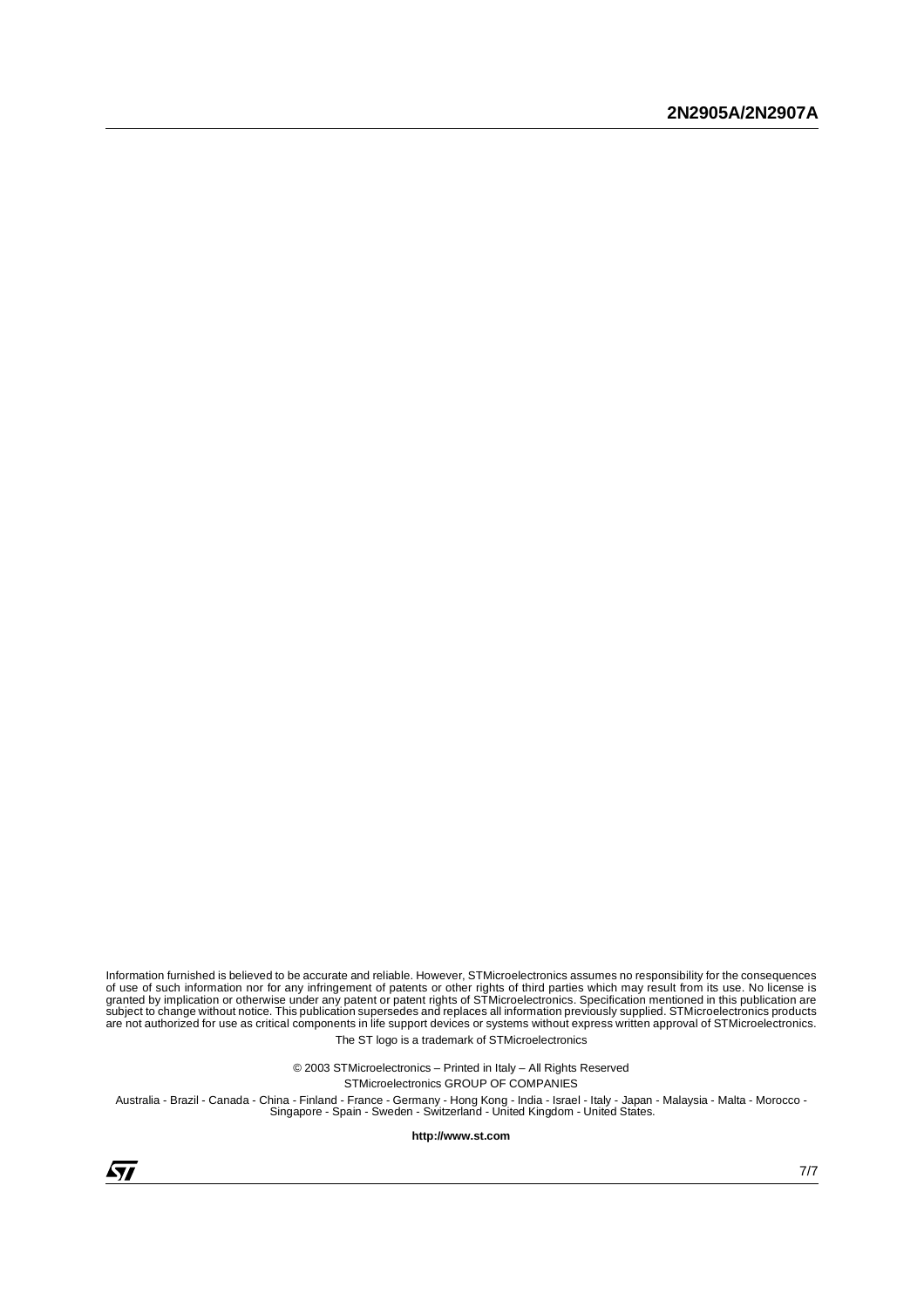Information furnished is believed to be accurate and reliable. However, STMicroelectronics assumes no responsibility for the consequences of use of such information nor for any infringement of patents or other rights of third parties which may result from its use. No license is granted by implication or otherwise under any patent or patent rights of STMicroelectronics. Specification mentioned in this publication are subject to change without notice. This publication supersedes and replaces all information previously supplied. STMicroelectronics products are not authorized for use as critical components in life support devices or systems without express written approval of STMicroelectronics.

The ST logo is a trademark of STMicroelectronics

© 2003 STMicroelectronics – Printed in Italy – All Rights Reserved

STMicroelectronics GROUP OF COMPANIES

Australia - Brazil - Canada - China - Finland - France - Germany - Hong Kong - India - Israel - Italy - Japan - Malaysia - Malta - Morocco - Singapore - Spain - Sweden - Switzerland - United Kingdom - United States.

**http://www.st.com**